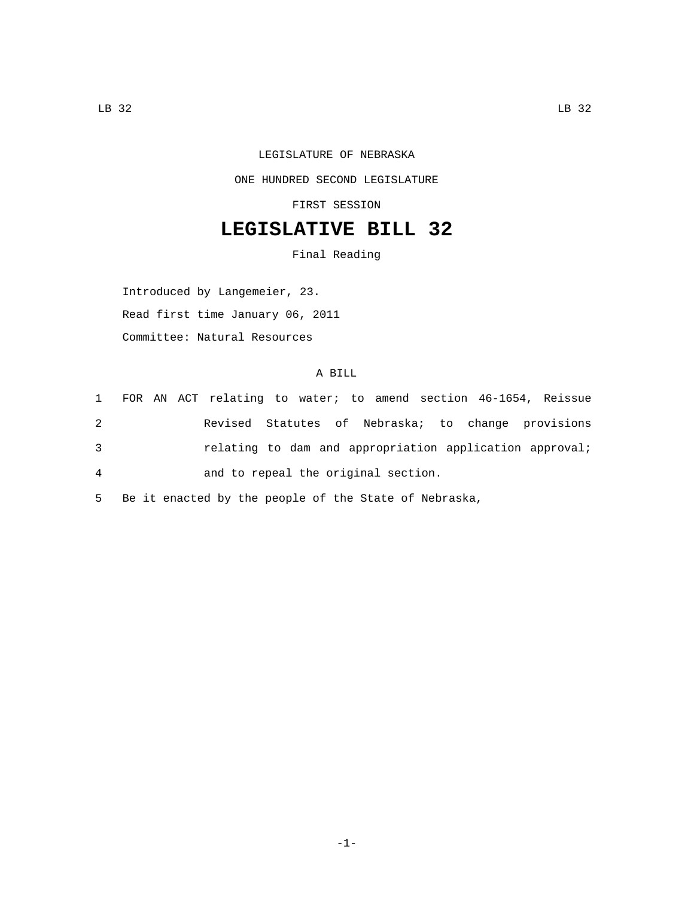LEGISLATURE OF NEBRASKA

ONE HUNDRED SECOND LEGISLATURE

FIRST SESSION

# LEGISLATIVE BILL 32

Final Reading

Introduced by Langemeier, 23.

Read first time January 06, 2011

Committee: Natural Resources

A BILL

1 FOR AN ACT relating to water; to amend section 46-1654, Reissue
2 Revised Statutes of Nebraska; to change provisions
3 relating to dam and appropriation application approval;
4 and to repeal the original section.

5 Be it enacted by the people of the State of Nebraska,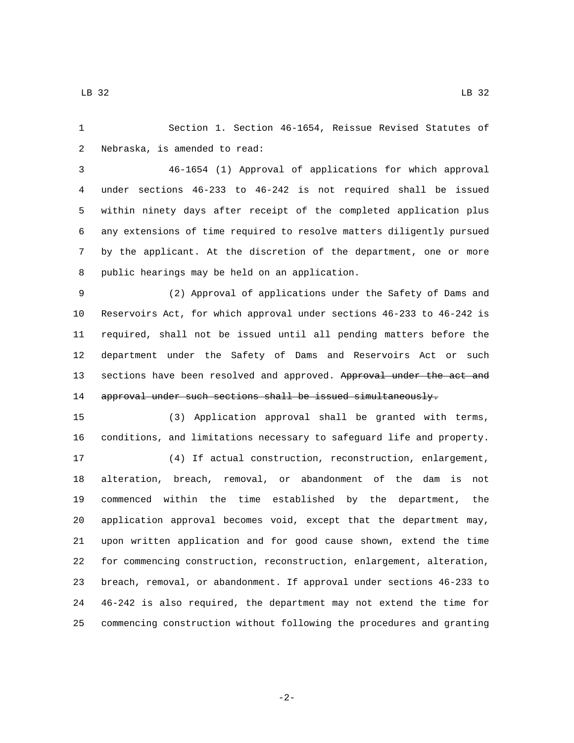Section 1. Section 46-1654, Reissue Revised Statutes of Nebraska, is amended to read:

46-1654 (1) Approval of applications for which approval under sections 46-233 to 46-242 is not required shall be issued within ninety days after receipt of the completed application plus any extensions of time required to resolve matters diligently pursued by the applicant. At the discretion of the department, one or more public hearings may be held on an application.

(2) Approval of applications under the Safety of Dams and Reservoirs Act, for which approval under sections 46-233 to 46-242 is required, shall not be issued until all pending matters before the department under the Safety of Dams and Reservoirs Act or such sections have been resolved and approved. ~~Approval under the act and approval under such sections shall be issued simultaneously.~~

(3) Application approval shall be granted with terms, conditions, and limitations necessary to safeguard life and property.

(4) If actual construction, reconstruction, enlargement, alteration, breach, removal, or abandonment of the dam is not commenced within the time established by the department, the application approval becomes void, except that the department may, upon written application and for good cause shown, extend the time for commencing construction, reconstruction, enlargement, alteration, breach, removal, or abandonment. If approval under sections 46-233 to 46-242 is also required, the department may not extend the time for commencing construction without following the procedures and granting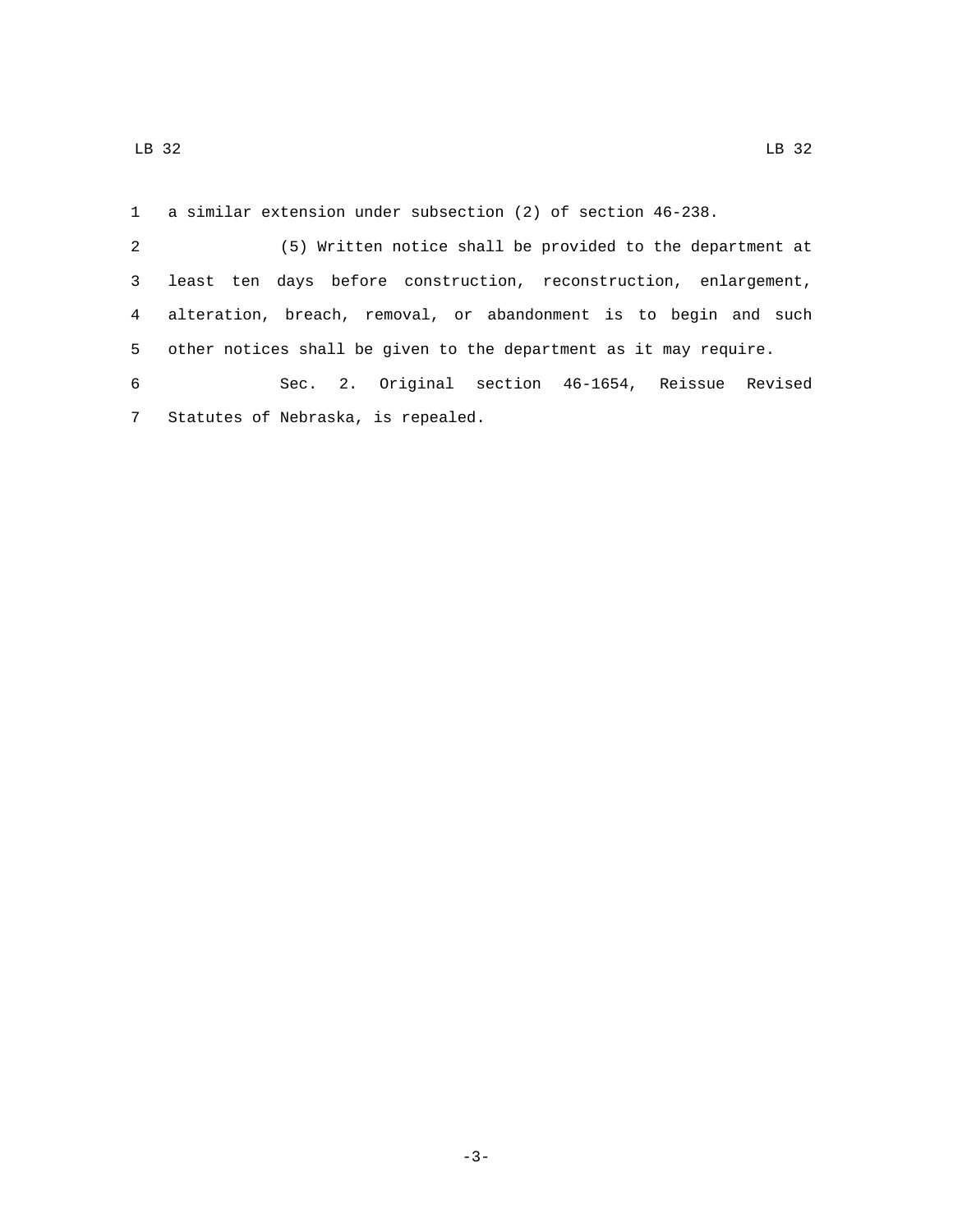a similar extension under subsection (2) of section 46-238.

(5) Written notice shall be provided to the department at least ten days before construction, reconstruction, enlargement, alteration, breach, removal, or abandonment is to begin and such other notices shall be given to the department as it may require.

Sec. 2. Original section 46-1654, Reissue Revised Statutes of Nebraska, is repealed.